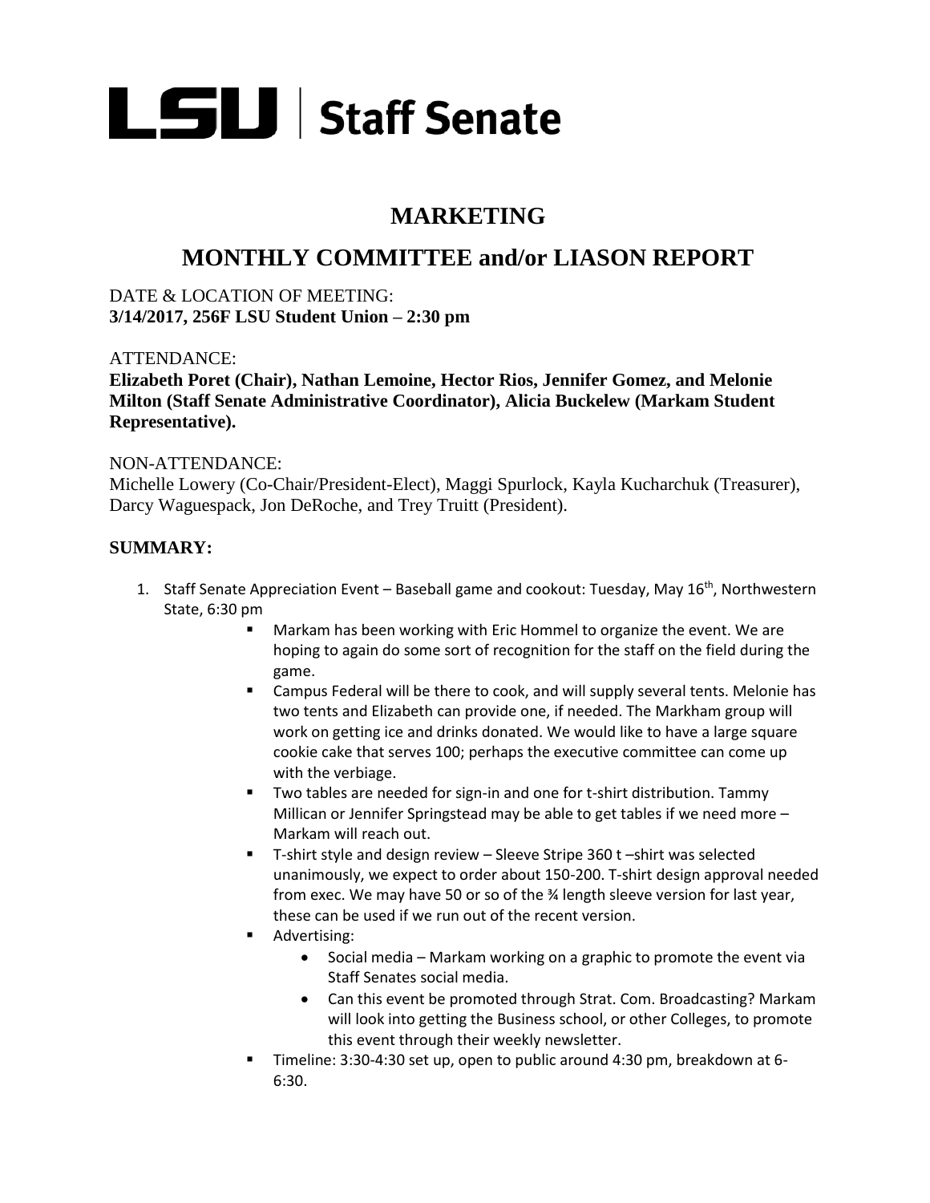# LSU | Staff Senate

## MARKETING

## MONTHLY COMMITTEE and/or LIASON REPORT

DATE & LOCATION OF MEETING:
**3/14/2017, 256F LSU Student Union – 2:30 pm**

ATTENDANCE:
**Elizabeth Poret (Chair), Nathan Lemoine, Hector Rios, Jennifer Gomez, and Melonie Milton (Staff Senate Administrative Coordinator), Alicia Buckelew (Markam Student Representative).**

NON-ATTENDANCE:
Michelle Lowery (Co-Chair/President-Elect), Maggi Spurlock, Kayla Kucharchuk (Treasurer), Darcy Waguespack, Jon DeRoche, and Trey Truitt (President).

**SUMMARY:**

1. Staff Senate Appreciation Event – Baseball game and cookout: Tuesday, May 16th, Northwestern State, 6:30 pm
   - Markam has been working with Eric Hommel to organize the event. We are hoping to again do some sort of recognition for the staff on the field during the game.
   - Campus Federal will be there to cook, and will supply several tents. Melonie has two tents and Elizabeth can provide one, if needed. The Markham group will work on getting ice and drinks donated. We would like to have a large square cookie cake that serves 100; perhaps the executive committee can come up with the verbiage.
   - Two tables are needed for sign-in and one for t-shirt distribution. Tammy Millican or Jennifer Springstead may be able to get tables if we need more – Markam will reach out.
   - T-shirt style and design review – Sleeve Stripe 360 t –shirt was selected unanimously, we expect to order about 150-200. T-shirt design approval needed from exec. We may have 50 or so of the ¾ length sleeve version for last year, these can be used if we run out of the recent version.
   - Advertising:
     - Social media – Markam working on a graphic to promote the event via Staff Senates social media.
     - Can this event be promoted through Strat. Com. Broadcasting? Markam will look into getting the Business school, or other Colleges, to promote this event through their weekly newsletter.
   - Timeline: 3:30-4:30 set up, open to public around 4:30 pm, breakdown at 6-6:30.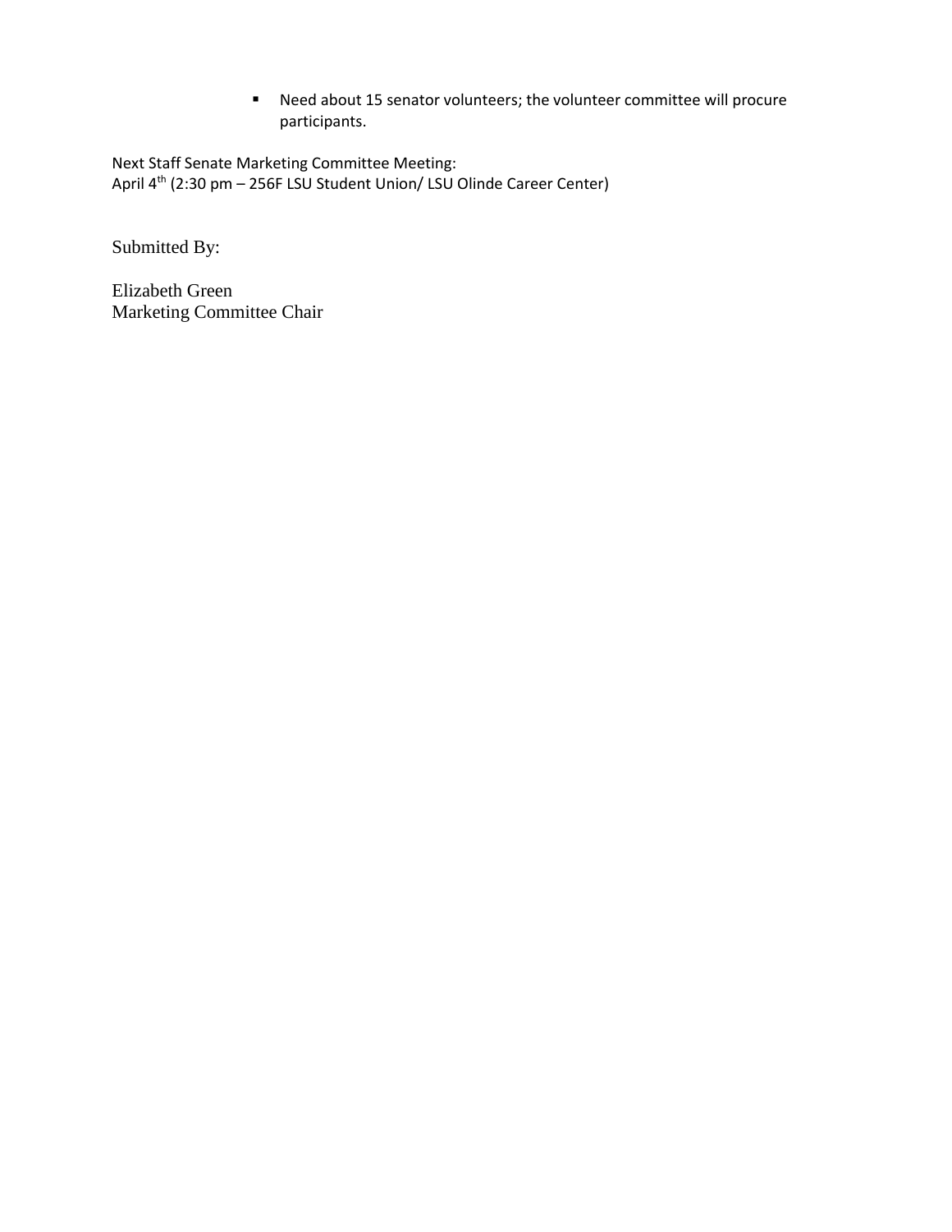- Need about 15 senator volunteers; the volunteer committee will procure participants.

Next Staff Senate Marketing Committee Meeting:
April 4th (2:30 pm – 256F LSU Student Union/ LSU Olinde Career Center)

Submitted By:

Elizabeth Green
Marketing Committee Chair